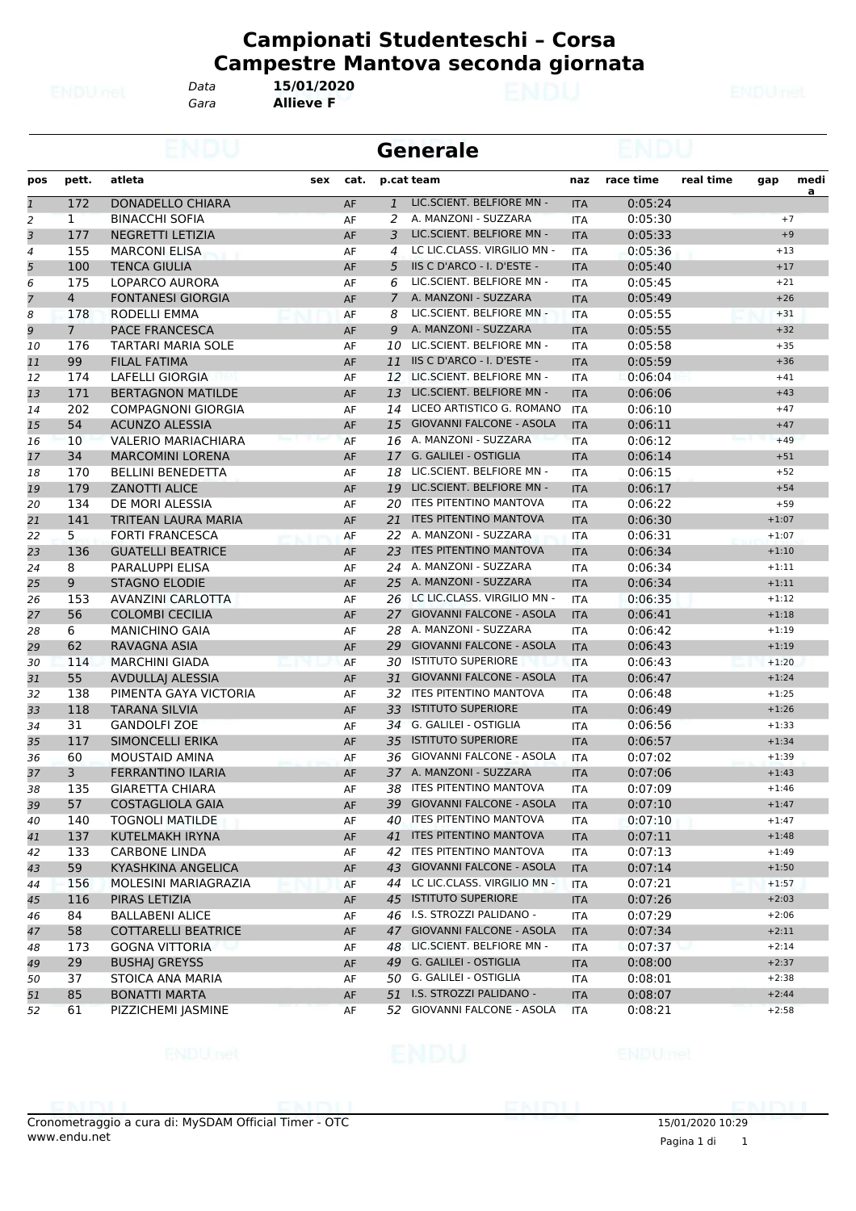# Campionati Studenteschi – Corsa Campestre Mantova seconda giornata

*Data* **15/01/2020**
*Gara* **Allieve F**

## Generale

| pos | pett. | atleta | sex | cat. | p.cat | team | naz | race time | real time | gap | media |
|---|---|---|---|---|---|---|---|---|---|---|---|
| 1 | 172 | DONADELLO CHIARA | | AF | 1 | LIC.SCIENT. BELFIORE MN - | ITA | 0:05:24 | | | |
| 2 | 1 | BINACCHI SOFIA | | AF | 2 | A. MANZONI - SUZZARA | ITA | 0:05:30 | | +7 | |
| 3 | 177 | NEGRETTI LETIZIA | | AF | 3 | LIC.SCIENT. BELFIORE MN - | ITA | 0:05:33 | | +9 | |
| 4 | 155 | MARCONI ELISA | | AF | 4 | LC LIC.CLASS. VIRGILIO MN - | ITA | 0:05:36 | | +13 | |
| 5 | 100 | TENCA GIULIA | | AF | 5 | IIS C D'ARCO - I. D'ESTE - | ITA | 0:05:40 | | +17 | |
| 6 | 175 | LOPARCO AURORA | | AF | 6 | LIC.SCIENT. BELFIORE MN - | ITA | 0:05:45 | | +21 | |
| 7 | 4 | FONTANESI GIORGIA | | AF | 7 | A. MANZONI - SUZZARA | ITA | 0:05:49 | | +26 | |
| 8 | 178 | RODELLI EMMA | | AF | 8 | LIC.SCIENT. BELFIORE MN - | ITA | 0:05:55 | | +31 | |
| 9 | 7 | PACE FRANCESCA | | AF | 9 | A. MANZONI - SUZZARA | ITA | 0:05:55 | | +32 | |
| 10 | 176 | TARTARI MARIA SOLE | | AF | 10 | LIC.SCIENT. BELFIORE MN - | ITA | 0:05:58 | | +35 | |
| 11 | 99 | FILAL FATIMA | | AF | 11 | IIS C D'ARCO - I. D'ESTE - | ITA | 0:05:59 | | +36 | |
| 12 | 174 | LAFELLI GIORGIA | | AF | 12 | LIC.SCIENT. BELFIORE MN - | ITA | 0:06:04 | | +41 | |
| 13 | 171 | BERTAGNON MATILDE | | AF | 13 | LIC.SCIENT. BELFIORE MN - | ITA | 0:06:06 | | +43 | |
| 14 | 202 | COMPAGNONI GIORGIA | | AF | 14 | LICEO ARTISTICO G. ROMANO | ITA | 0:06:10 | | +47 | |
| 15 | 54 | ACUNZO ALESSIA | | AF | 15 | GIOVANNI FALCONE - ASOLA | ITA | 0:06:11 | | +47 | |
| 16 | 10 | VALERIO MARIACHIARA | | AF | 16 | A. MANZONI - SUZZARA | ITA | 0:06:12 | | +49 | |
| 17 | 34 | MARCOMINI LORENA | | AF | 17 | G. GALILEI - OSTIGLIA | ITA | 0:06:14 | | +51 | |
| 18 | 170 | BELLINI BENEDETTA | | AF | 18 | LIC.SCIENT. BELFIORE MN - | ITA | 0:06:15 | | +52 | |
| 19 | 179 | ZANOTTI ALICE | | AF | 19 | LIC.SCIENT. BELFIORE MN - | ITA | 0:06:17 | | +54 | |
| 20 | 134 | DE MORI ALESSIA | | AF | 20 | ITES PITENTINO MANTOVA | ITA | 0:06:22 | | +59 | |
| 21 | 141 | TRITEAN LAURA MARIA | | AF | 21 | ITES PITENTINO MANTOVA | ITA | 0:06:30 | | +1:07 | |
| 22 | 5 | FORTI FRANCESCA | | AF | 22 | A. MANZONI - SUZZARA | ITA | 0:06:31 | | +1:07 | |
| 23 | 136 | GUATELLI BEATRICE | | AF | 23 | ITES PITENTINO MANTOVA | ITA | 0:06:34 | | +1:10 | |
| 24 | 8 | PARALUPPI ELISA | | AF | 24 | A. MANZONI - SUZZARA | ITA | 0:06:34 | | +1:11 | |
| 25 | 9 | STAGNO ELODIE | | AF | 25 | A. MANZONI - SUZZARA | ITA | 0:06:34 | | +1:11 | |
| 26 | 153 | AVANZINI CARLOTTA | | AF | 26 | LC LIC.CLASS. VIRGILIO MN - | ITA | 0:06:35 | | +1:12 | |
| 27 | 56 | COLOMBI CECILIA | | AF | 27 | GIOVANNI FALCONE - ASOLA | ITA | 0:06:41 | | +1:18 | |
| 28 | 6 | MANICHINO GAIA | | AF | 28 | A. MANZONI - SUZZARA | ITA | 0:06:42 | | +1:19 | |
| 29 | 62 | RAVAGNA ASIA | | AF | 29 | GIOVANNI FALCONE - ASOLA | ITA | 0:06:43 | | +1:19 | |
| 30 | 114 | MARCHINI GIADA | | AF | 30 | ISTITUTO SUPERIORE | ITA | 0:06:43 | | +1:20 | |
| 31 | 55 | AVDULLAJ ALESSIA | | AF | 31 | GIOVANNI FALCONE - ASOLA | ITA | 0:06:47 | | +1:24 | |
| 32 | 138 | PIMENTA GAYA VICTORIA | | AF | 32 | ITES PITENTINO MANTOVA | ITA | 0:06:48 | | +1:25 | |
| 33 | 118 | TARANA SILVIA | | AF | 33 | ISTITUTO SUPERIORE | ITA | 0:06:49 | | +1:26 | |
| 34 | 31 | GANDOLFI ZOE | | AF | 34 | G. GALILEI - OSTIGLIA | ITA | 0:06:56 | | +1:33 | |
| 35 | 117 | SIMONCELLI ERIKA | | AF | 35 | ISTITUTO SUPERIORE | ITA | 0:06:57 | | +1:34 | |
| 36 | 60 | MOUSTAID AMINA | | AF | 36 | GIOVANNI FALCONE - ASOLA | ITA | 0:07:02 | | +1:39 | |
| 37 | 3 | FERRANTINO ILARIA | | AF | 37 | A. MANZONI - SUZZARA | ITA | 0:07:06 | | +1:43 | |
| 38 | 135 | GIARETTA CHIARA | | AF | 38 | ITES PITENTINO MANTOVA | ITA | 0:07:09 | | +1:46 | |
| 39 | 57 | COSTAGLIOLA GAIA | | AF | 39 | GIOVANNI FALCONE - ASOLA | ITA | 0:07:10 | | +1:47 | |
| 40 | 140 | TOGNOLI MATILDE | | AF | 40 | ITES PITENTINO MANTOVA | ITA | 0:07:10 | | +1:47 | |
| 41 | 137 | KUTELMAKH IRYNA | | AF | 41 | ITES PITENTINO MANTOVA | ITA | 0:07:11 | | +1:48 | |
| 42 | 133 | CARBONE LINDA | | AF | 42 | ITES PITENTINO MANTOVA | ITA | 0:07:13 | | +1:49 | |
| 43 | 59 | KYASHKINA ANGELICA | | AF | 43 | GIOVANNI FALCONE - ASOLA | ITA | 0:07:14 | | +1:50 | |
| 44 | 156 | MOLESINI MARIAGRAZIA | | AF | 44 | LC LIC.CLASS. VIRGILIO MN - | ITA | 0:07:21 | | +1:57 | |
| 45 | 116 | PIRAS LETIZIA | | AF | 45 | ISTITUTO SUPERIORE | ITA | 0:07:26 | | +2:03 | |
| 46 | 84 | BALLABENI ALICE | | AF | 46 | I.S. STROZZI PALIDANO - | ITA | 0:07:29 | | +2:06 | |
| 47 | 58 | COTTARELLI BEATRICE | | AF | 47 | GIOVANNI FALCONE - ASOLA | ITA | 0:07:34 | | +2:11 | |
| 48 | 173 | GOGNA VITTORIA | | AF | 48 | LIC.SCIENT. BELFIORE MN - | ITA | 0:07:37 | | +2:14 | |
| 49 | 29 | BUSHAJ GREYSS | | AF | 49 | G. GALILEI - OSTIGLIA | ITA | 0:08:00 | | +2:37 | |
| 50 | 37 | STOICA ANA MARIA | | AF | 50 | G. GALILEI - OSTIGLIA | ITA | 0:08:01 | | +2:38 | |
| 51 | 85 | BONATTI MARTA | | AF | 51 | I.S. STROZZI PALIDANO - | ITA | 0:08:07 | | +2:44 | |
| 52 | 61 | PIZZICHEMI JASMINE | | AF | 52 | GIOVANNI FALCONE - ASOLA | ITA | 0:08:21 | | +2:58 | |

Cronometraggio a cura di: MySDAM Official Timer - OTC
www.endu.net

15/01/2020 10:29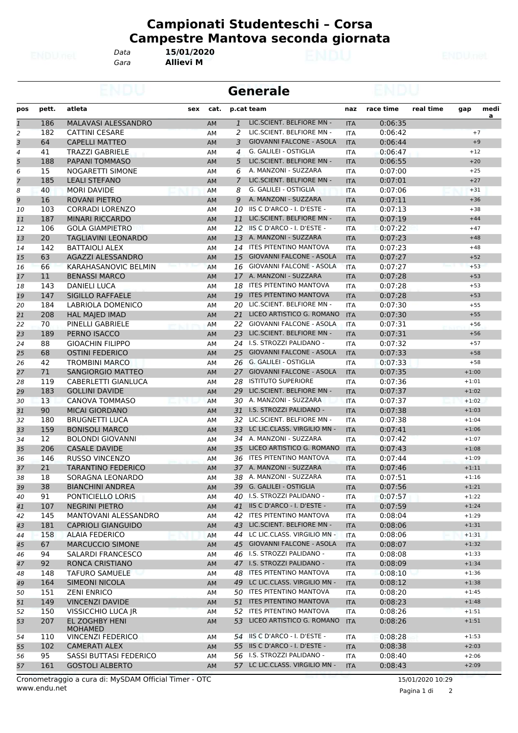# Campionati Studenteschi – Corsa Campestre Mantova seconda giornata

*Data* **15/01/2020**
*Gara* **Allievi M**

## Generale

| pos | pett. | atleta | sex | cat. | p.cat | team | naz | race time | real time | gap | media |
|---|---|---|---|---|---|---|---|---|---|---|---|
| 1 | 186 | MALAVASI ALESSANDRO | | AM | 1 | LIC.SCIENT. BELFIORE MN - | ITA | 0:06:35 | | | |
| 2 | 182 | CATTINI CESARE | | AM | 2 | LIC.SCIENT. BELFIORE MN - | ITA | 0:06:42 | | +7 | |
| 3 | 64 | CAPELLI MATTEO | | AM | 3 | GIOVANNI FALCONE - ASOLA | ITA | 0:06:44 | | +9 | |
| 4 | 41 | TRAZZI GABRIELE | | AM | 4 | G. GALILEI - OSTIGLIA | ITA | 0:06:47 | | +12 | |
| 5 | 188 | PAPANI TOMMASO | | AM | 5 | LIC.SCIENT. BELFIORE MN - | ITA | 0:06:55 | | +20 | |
| 6 | 15 | NOGARETTI SIMONE | | AM | 6 | A. MANZONI - SUZZARA | ITA | 0:07:00 | | +25 | |
| 7 | 185 | LEALI STEFANO | | AM | 7 | LIC.SCIENT. BELFIORE MN - | ITA | 0:07:01 | | +27 | |
| 8 | 40 | MORI DAVIDE | | AM | 8 | G. GALILEI - OSTIGLIA | ITA | 0:07:06 | | +31 | |
| 9 | 16 | ROVANI PIETRO | | AM | 9 | A. MANZONI - SUZZARA | ITA | 0:07:11 | | +36 | |
| 10 | 103 | CORRADI LORENZO | | AM | 10 | IIS C D'ARCO - I. D'ESTE - | ITA | 0:07:13 | | +38 | |
| 11 | 187 | MINARI RICCARDO | | AM | 11 | LIC.SCIENT. BELFIORE MN - | ITA | 0:07:19 | | +44 | |
| 12 | 106 | GOLA GIAMPIETRO | | AM | 12 | IIS C D'ARCO - I. D'ESTE - | ITA | 0:07:22 | | +47 | |
| 13 | 20 | TAGLIAVINI LEONARDO | | AM | 13 | A. MANZONI - SUZZARA | ITA | 0:07:23 | | +48 | |
| 14 | 142 | BATTAIOLI ALEX | | AM | 14 | ITES PITENTINO MANTOVA | ITA | 0:07:23 | | +48 | |
| 15 | 63 | AGAZZI ALESSANDRO | | AM | 15 | GIOVANNI FALCONE - ASOLA | ITA | 0:07:27 | | +52 | |
| 16 | 66 | KARAHASANOVIC BELMIN | | AM | 16 | GIOVANNI FALCONE - ASOLA | ITA | 0:07:27 | | +53 | |
| 17 | 11 | BENASSI MARCO | | AM | 17 | A. MANZONI - SUZZARA | ITA | 0:07:28 | | +53 | |
| 18 | 143 | DANIELI LUCA | | AM | 18 | ITES PITENTINO MANTOVA | ITA | 0:07:28 | | +53 | |
| 19 | 147 | SIGILLO RAFFAELE | | AM | 19 | ITES PITENTINO MANTOVA | ITA | 0:07:28 | | +53 | |
| 20 | 184 | LABRIOLA DOMENICO | | AM | 20 | LIC.SCIENT. BELFIORE MN - | ITA | 0:07:30 | | +55 | |
| 21 | 208 | HAL MAJED IMAD | | AM | 21 | LICEO ARTISTICO G. ROMANO | ITA | 0:07:30 | | +55 | |
| 22 | 70 | PINELLI GABRIELE | | AM | 22 | GIOVANNI FALCONE - ASOLA | ITA | 0:07:31 | | +56 | |
| 23 | 189 | PERNO ISACCO | | AM | 23 | LIC.SCIENT. BELFIORE MN - | ITA | 0:07:31 | | +56 | |
| 24 | 88 | GIOACHIN FILIPPO | | AM | 24 | I.S. STROZZI PALIDANO - | ITA | 0:07:32 | | +57 | |
| 25 | 68 | OSTINI FEDERICO | | AM | 25 | GIOVANNI FALCONE - ASOLA | ITA | 0:07:33 | | +58 | |
| 26 | 42 | TROMBINI MARCO | | AM | 26 | G. GALILEI - OSTIGLIA | ITA | 0:07:33 | | +58 | |
| 27 | 71 | SANGIORGIO MATTEO | | AM | 27 | GIOVANNI FALCONE - ASOLA | ITA | 0:07:35 | | +1:00 | |
| 28 | 119 | CABERLETTI GIANLUCA | | AM | 28 | ISTITUTO SUPERIORE | ITA | 0:07:36 | | +1:01 | |
| 29 | 183 | GOLLINI DAVIDE | | AM | 29 | LIC.SCIENT. BELFIORE MN - | ITA | 0:07:37 | | +1:02 | |
| 30 | 13 | CANOVA TOMMASO | | AM | 30 | A. MANZONI - SUZZARA | ITA | 0:07:37 | | +1:02 | |
| 31 | 90 | MICAI GIORDANO | | AM | 31 | I.S. STROZZI PALIDANO - | ITA | 0:07:38 | | +1:03 | |
| 32 | 180 | BRUGNETTI LUCA | | AM | 32 | LIC.SCIENT. BELFIORE MN - | ITA | 0:07:38 | | +1:04 | |
| 33 | 159 | BONISOLI MARCO | | AM | 33 | LC LIC.CLASS. VIRGILIO MN - | ITA | 0:07:41 | | +1:06 | |
| 34 | 12 | BOLONDI GIOVANNI | | AM | 34 | A. MANZONI - SUZZARA | ITA | 0:07:42 | | +1:07 | |
| 35 | 206 | CASALE DAVIDE | | AM | 35 | LICEO ARTISTICO G. ROMANO | ITA | 0:07:43 | | +1:08 | |
| 36 | 146 | RUSSO VINCENZO | | AM | 36 | ITES PITENTINO MANTOVA | ITA | 0:07:44 | | +1:09 | |
| 37 | 21 | TARANTINO FEDERICO | | AM | 37 | A. MANZONI - SUZZARA | ITA | 0:07:46 | | +1:11 | |
| 38 | 18 | SORAGNA LEONARDO | | AM | 38 | A. MANZONI - SUZZARA | ITA | 0:07:51 | | +1:16 | |
| 39 | 38 | BIANCHINI ANDREA | | AM | 39 | G. GALILEI - OSTIGLIA | ITA | 0:07:56 | | +1:21 | |
| 40 | 91 | PONTICIELLO LORIS | | AM | 40 | I.S. STROZZI PALIDANO - | ITA | 0:07:57 | | +1:22 | |
| 41 | 107 | NEGRINI PIETRO | | AM | 41 | IIS C D'ARCO - I. D'ESTE - | ITA | 0:07:59 | | +1:24 | |
| 42 | 145 | MANTOVANI ALESSANDRO | | AM | 42 | ITES PITENTINO MANTOVA | ITA | 0:08:04 | | +1:29 | |
| 43 | 181 | CAPRIOLI GIANGUIDO | | AM | 43 | LIC.SCIENT. BELFIORE MN - | ITA | 0:08:06 | | +1:31 | |
| 44 | 158 | ALAIA FEDERICO | | AM | 44 | LC LIC.CLASS. VIRGILIO MN - | ITA | 0:08:06 | | +1:31 | |
| 45 | 67 | MARCUCCIO SIMONE | | AM | 45 | GIOVANNI FALCONE - ASOLA | ITA | 0:08:07 | | +1:32 | |
| 46 | 94 | SALARDI FRANCESCO | | AM | 46 | I.S. STROZZI PALIDANO - | ITA | 0:08:08 | | +1:33 | |
| 47 | 92 | RONCA CRISTIANO | | AM | 47 | I.S. STROZZI PALIDANO - | ITA | 0:08:09 | | +1:34 | |
| 48 | 148 | TAFURO SAMUELE | | AM | 48 | ITES PITENTINO MANTOVA | ITA | 0:08:10 | | +1:36 | |
| 49 | 164 | SIMEONI NICOLA | | AM | 49 | LC LIC.CLASS. VIRGILIO MN - | ITA | 0:08:12 | | +1:38 | |
| 50 | 151 | ZENI ENRICO | | AM | 50 | ITES PITENTINO MANTOVA | ITA | 0:08:20 | | +1:45 | |
| 51 | 149 | VINCENZI DAVIDE | | AM | 51 | ITES PITENTINO MANTOVA | ITA | 0:08:23 | | +1:48 | |
| 52 | 150 | VISSICCHIO LUCA JR | | AM | 52 | ITES PITENTINO MANTOVA | ITA | 0:08:26 | | +1:51 | |
| 53 | 207 | EL ZOGHBY HENI MOHAMED | | AM | 53 | LICEO ARTISTICO G. ROMANO | ITA | 0:08:26 | | +1:51 | |
| 54 | 110 | VINCENZI FEDERICO | | AM | 54 | IIS C D'ARCO - I. D'ESTE - | ITA | 0:08:28 | | +1:53 | |
| 55 | 102 | CAMERATI ALEX | | AM | 55 | IIS C D'ARCO - I. D'ESTE - | ITA | 0:08:38 | | +2:03 | |
| 56 | 95 | SASSI BUTTASI FEDERICO | | AM | 56 | I.S. STROZZI PALIDANO - | ITA | 0:08:40 | | +2:06 | |
| 57 | 161 | GOSTOLI ALBERTO | | AM | 57 | LC LIC.CLASS. VIRGILIO MN - | ITA | 0:08:43 | | +2:09 | |

Cronometraggio a cura di: MySDAM Official Timer - OTC
www.endu.net

15/01/2020 10:29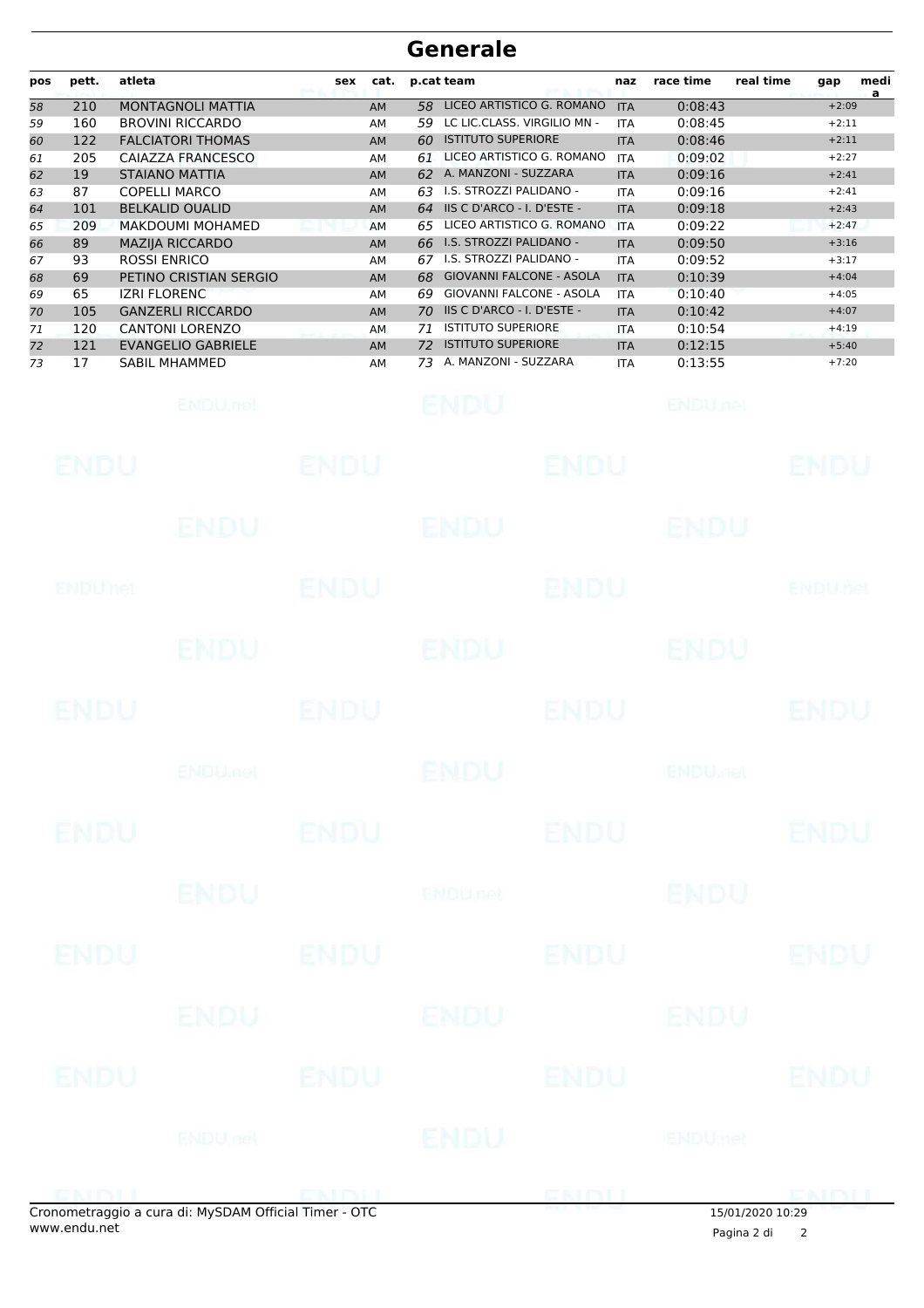# Generale

| pos | pett. | atleta | sex | cat. | p.cat | team | naz | race time | real time | gap | media |
|---|---|---|---|---|---|---|---|---|---|---|---|
| 58 | 210 | MONTAGNOLI MATTIA | | AM | 58 | LICEO ARTISTICO G. ROMANO | ITA | 0:08:43 | | +2:09 | |
| 59 | 160 | BROVINI RICCARDO | | AM | 59 | LC LIC.CLASS. VIRGILIO MN - | ITA | 0:08:45 | | +2:11 | |
| 60 | 122 | FALCIATORI THOMAS | | AM | 60 | ISTITUTO SUPERIORE | ITA | 0:08:46 | | +2:11 | |
| 61 | 205 | CAIAZZA FRANCESCO | | AM | 61 | LICEO ARTISTICO G. ROMANO | ITA | 0:09:02 | | +2:27 | |
| 62 | 19 | STAIANO MATTIA | | AM | 62 | A. MANZONI - SUZZARA | ITA | 0:09:16 | | +2:41 | |
| 63 | 87 | COPELLI MARCO | | AM | 63 | I.S. STROZZI PALIDANO - | ITA | 0:09:16 | | +2:41 | |
| 64 | 101 | BELKALID OUALID | | AM | 64 | IIS C D'ARCO - I. D'ESTE - | ITA | 0:09:18 | | +2:43 | |
| 65 | 209 | MAKDOUMI MOHAMED | | AM | 65 | LICEO ARTISTICO G. ROMANO | ITA | 0:09:22 | | +2:47 | |
| 66 | 89 | MAZIJA RICCARDO | | AM | 66 | I.S. STROZZI PALIDANO - | ITA | 0:09:50 | | +3:16 | |
| 67 | 93 | ROSSI ENRICO | | AM | 67 | I.S. STROZZI PALIDANO - | ITA | 0:09:52 | | +3:17 | |
| 68 | 69 | PETINO CRISTIAN SERGIO | | AM | 68 | GIOVANNI FALCONE - ASOLA | ITA | 0:10:39 | | +4:04 | |
| 69 | 65 | IZRI FLORENC | | AM | 69 | GIOVANNI FALCONE - ASOLA | ITA | 0:10:40 | | +4:05 | |
| 70 | 105 | GANZERLI RICCARDO | | AM | 70 | IIS C D'ARCO - I. D'ESTE - | ITA | 0:10:42 | | +4:07 | |
| 71 | 120 | CANTONI LORENZO | | AM | 71 | ISTITUTO SUPERIORE | ITA | 0:10:54 | | +4:19 | |
| 72 | 121 | EVANGELIO GABRIELE | | AM | 72 | ISTITUTO SUPERIORE | ITA | 0:12:15 | | +5:40 | |
| 73 | 17 | SABIL MHAMMED | | AM | 73 | A. MANZONI - SUZZARA | ITA | 0:13:55 | | +7:20 | |

Cronometraggio a cura di: MySDAM Official Timer - OTC
www.endu.net

15/01/2020 10:29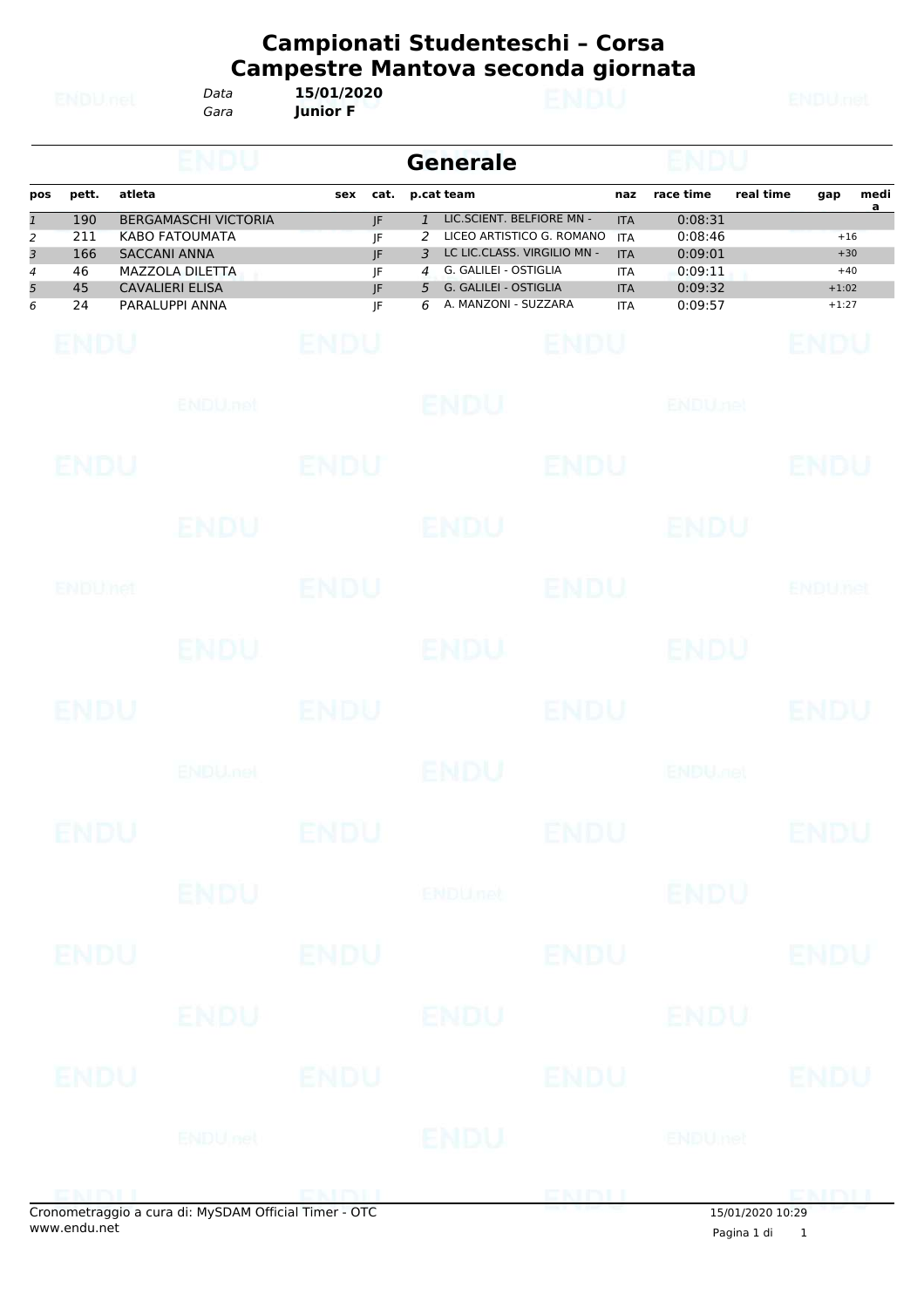# Campionati Studenteschi – Corsa Campestre Mantova seconda giornata

*Data* **15/01/2020**
*Gara* **Junior F**

## Generale

| pos | pett. | atleta | sex | cat. | p.cat | team | naz | race time | real time | gap | media |
|---|---|---|---|---|---|---|---|---|---|---|---|
| *1* | 190 | BERGAMASCHI VICTORIA | | JF | *1* | LIC.SCIENT. BELFIORE MN - | ITA | 0:08:31 | | | |
| *2* | 211 | KABO FATOUMATA | | JF | *2* | LICEO ARTISTICO G. ROMANO | ITA | 0:08:46 | | +16 | |
| *3* | 166 | SACCANI ANNA | | JF | *3* | LC LIC.CLASS. VIRGILIO MN - | ITA | 0:09:01 | | +30 | |
| *4* | 46 | MAZZOLA DILETTA | | JF | *4* | G. GALILEI - OSTIGLIA | ITA | 0:09:11 | | +40 | |
| *5* | 45 | CAVALIERI ELISA | | JF | *5* | G. GALILEI - OSTIGLIA | ITA | 0:09:32 | | +1:02 | |
| *6* | 24 | PARALUPPI ANNA | | JF | *6* | A. MANZONI - SUZZARA | ITA | 0:09:57 | | +1:27 | |

Cronometraggio a cura di: MySDAM Official Timer - OTC
www.endu.net

15/01/2020 10:29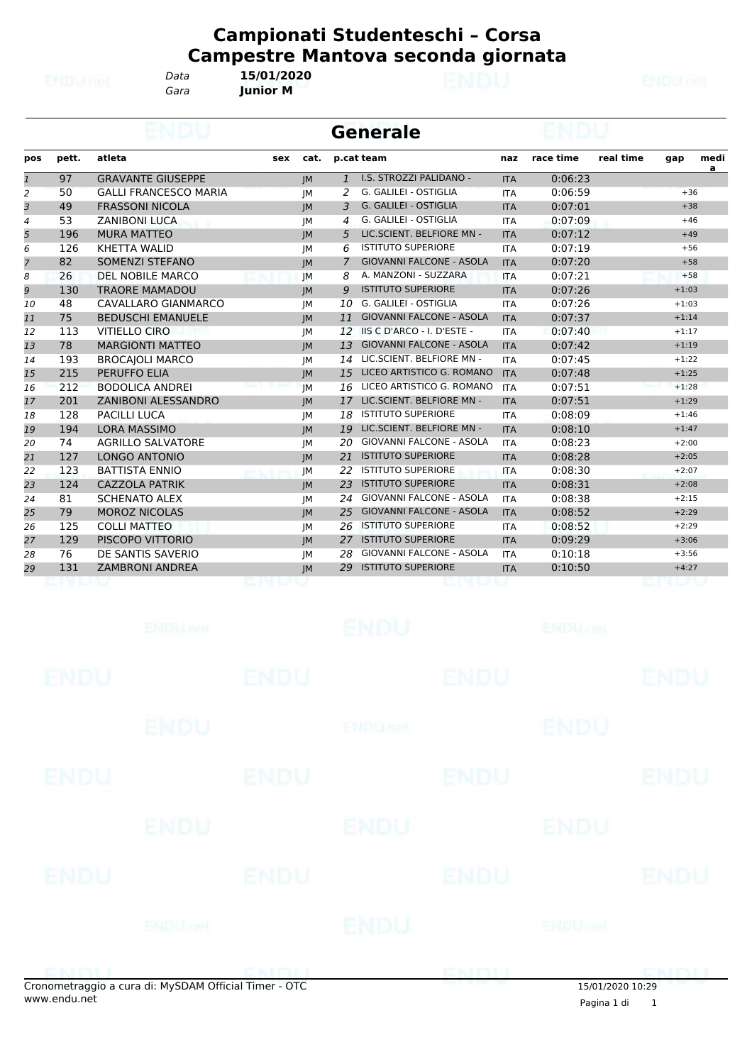# Campionati Studenteschi - Corsa Campestre Mantova seconda giornata

*Data* **15/01/2020**
*Gara* **Junior M**

## Generale

| pos | pett. | atleta | sex | cat. | p.cat | team | naz | race time | real time | gap | media |
|---|---|---|---|---|---|---|---|---|---|---|---|
| 1 | 97 | GRAVANTE GIUSEPPE | | JM | 1 | I.S. STROZZI PALIDANO - | ITA | 0:06:23 | | | |
| 2 | 50 | GALLI FRANCESCO MARIA | | JM | 2 | G. GALILEI - OSTIGLIA | ITA | 0:06:59 | | +36 | |
| 3 | 49 | FRASSONI NICOLA | | JM | 3 | G. GALILEI - OSTIGLIA | ITA | 0:07:01 | | +38 | |
| 4 | 53 | ZANIBONI LUCA | | JM | 4 | G. GALILEI - OSTIGLIA | ITA | 0:07:09 | | +46 | |
| 5 | 196 | MURA MATTEO | | JM | 5 | LIC.SCIENT. BELFIORE MN - | ITA | 0:07:12 | | +49 | |
| 6 | 126 | KHETTA WALID | | JM | 6 | ISTITUTO SUPERIORE | ITA | 0:07:19 | | +56 | |
| 7 | 82 | SOMENZI STEFANO | | JM | 7 | GIOVANNI FALCONE - ASOLA | ITA | 0:07:20 | | +58 | |
| 8 | 26 | DEL NOBILE MARCO | | JM | 8 | A. MANZONI - SUZZARA | ITA | 0:07:21 | | +58 | |
| 9 | 130 | TRAORE MAMADOU | | JM | 9 | ISTITUTO SUPERIORE | ITA | 0:07:26 | | +1:03 | |
| 10 | 48 | CAVALLARO GIANMARCO | | JM | 10 | G. GALILEI - OSTIGLIA | ITA | 0:07:26 | | +1:03 | |
| 11 | 75 | BEDUSCHI EMANUELE | | JM | 11 | GIOVANNI FALCONE - ASOLA | ITA | 0:07:37 | | +1:14 | |
| 12 | 113 | VITIELLO CIRO | | JM | 12 | IIS C D'ARCO - I. D'ESTE - | ITA | 0:07:40 | | +1:17 | |
| 13 | 78 | MARGIONTI MATTEO | | JM | 13 | GIOVANNI FALCONE - ASOLA | ITA | 0:07:42 | | +1:19 | |
| 14 | 193 | BROCAJOLI MARCO | | JM | 14 | LIC.SCIENT. BELFIORE MN - | ITA | 0:07:45 | | +1:22 | |
| 15 | 215 | PERUFFO ELIA | | JM | 15 | LICEO ARTISTICO G. ROMANO | ITA | 0:07:48 | | +1:25 | |
| 16 | 212 | BODOLICA ANDREI | | JM | 16 | LICEO ARTISTICO G. ROMANO | ITA | 0:07:51 | | +1:28 | |
| 17 | 201 | ZANIBONI ALESSANDRO | | JM | 17 | LIC.SCIENT. BELFIORE MN - | ITA | 0:07:51 | | +1:29 | |
| 18 | 128 | PACILLI LUCA | | JM | 18 | ISTITUTO SUPERIORE | ITA | 0:08:09 | | +1:46 | |
| 19 | 194 | LORA MASSIMO | | JM | 19 | LIC.SCIENT. BELFIORE MN - | ITA | 0:08:10 | | +1:47 | |
| 20 | 74 | AGRILLO SALVATORE | | JM | 20 | GIOVANNI FALCONE - ASOLA | ITA | 0:08:23 | | +2:00 | |
| 21 | 127 | LONGO ANTONIO | | JM | 21 | ISTITUTO SUPERIORE | ITA | 0:08:28 | | +2:05 | |
| 22 | 123 | BATTISTA ENNIO | | JM | 22 | ISTITUTO SUPERIORE | ITA | 0:08:30 | | +2:07 | |
| 23 | 124 | CAZZOLA PATRIK | | JM | 23 | ISTITUTO SUPERIORE | ITA | 0:08:31 | | +2:08 | |
| 24 | 81 | SCHENATO ALEX | | JM | 24 | GIOVANNI FALCONE - ASOLA | ITA | 0:08:38 | | +2:15 | |
| 25 | 79 | MOROZ NICOLAS | | JM | 25 | GIOVANNI FALCONE - ASOLA | ITA | 0:08:52 | | +2:29 | |
| 26 | 125 | COLLI MATTEO | | JM | 26 | ISTITUTO SUPERIORE | ITA | 0:08:52 | | +2:29 | |
| 27 | 129 | PISCOPO VITTORIO | | JM | 27 | ISTITUTO SUPERIORE | ITA | 0:09:29 | | +3:06 | |
| 28 | 76 | DE SANTIS SAVERIO | | JM | 28 | GIOVANNI FALCONE - ASOLA | ITA | 0:10:18 | | +3:56 | |
| 29 | 131 | ZAMBRONI ANDREA | | JM | 29 | ISTITUTO SUPERIORE | ITA | 0:10:50 | | +4:27 | |

Cronometraggio a cura di: MySDAM Official Timer - OTC
www.endu.net

15/01/2020 10:29